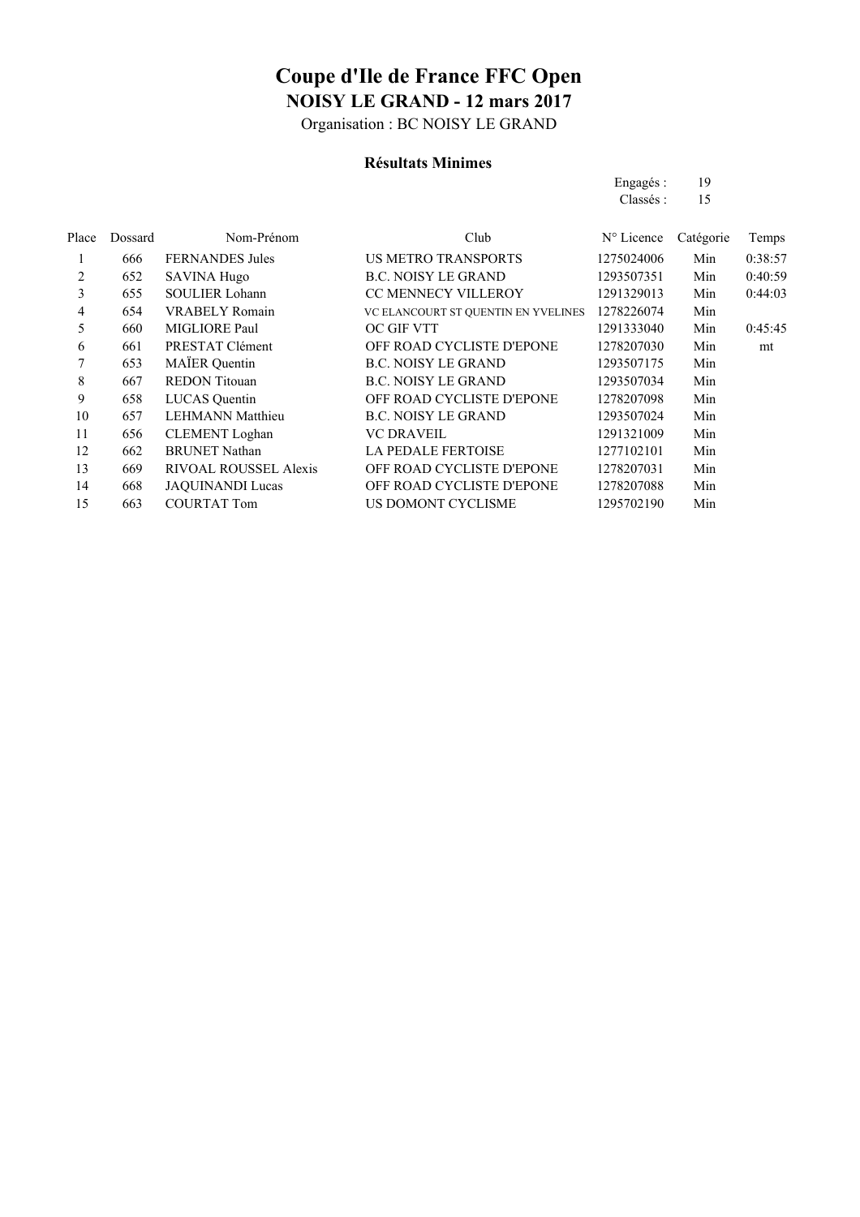# Coupe d'Ile de France FFC Open

## NOISY LE GRAND - 12 mars 2017

Organisation : BC NOISY LE GRAND

### Résultats Minimes

Engagés : 19
Classés : 15

| Place | Dossard | Nom-Prénom | Club | N° Licence | Catégorie | Temps |
|---|---|---|---|---|---|---|
| 1 | 666 | FERNANDES Jules | US METRO TRANSPORTS | 1275024006 | Min | 0:38:57 |
| 2 | 652 | SAVINA Hugo | B.C. NOISY LE GRAND | 1293507351 | Min | 0:40:59 |
| 3 | 655 | SOULIER Lohann | CC MENNECY VILLEROY | 1291329013 | Min | 0:44:03 |
| 4 | 654 | VRABELY Romain | VC ELANCOURT ST QUENTIN EN YVELINES | 1278226074 | Min | |
| 5 | 660 | MIGLIORE Paul | OC GIF VTT | 1291333040 | Min | 0:45:45 |
| 6 | 661 | PRESTAT Clément | OFF ROAD CYCLISTE D'EPONE | 1278207030 | Min | mt |
| 7 | 653 | MAÏER Quentin | B.C. NOISY LE GRAND | 1293507175 | Min | |
| 8 | 667 | REDON Titouan | B.C. NOISY LE GRAND | 1293507034 | Min | |
| 9 | 658 | LUCAS Quentin | OFF ROAD CYCLISTE D'EPONE | 1278207098 | Min | |
| 10 | 657 | LEHMANN Matthieu | B.C. NOISY LE GRAND | 1293507024 | Min | |
| 11 | 656 | CLEMENT Loghan | VC DRAVEIL | 1291321009 | Min | |
| 12 | 662 | BRUNET Nathan | LA PEDALE FERTOISE | 1277102101 | Min | |
| 13 | 669 | RIVOAL ROUSSEL Alexis | OFF ROAD CYCLISTE D'EPONE | 1278207031 | Min | |
| 14 | 668 | JAQUINANDI Lucas | OFF ROAD CYCLISTE D'EPONE | 1278207088 | Min | |
| 15 | 663 | COURTAT Tom | US DOMONT CYCLISME | 1295702190 | Min | |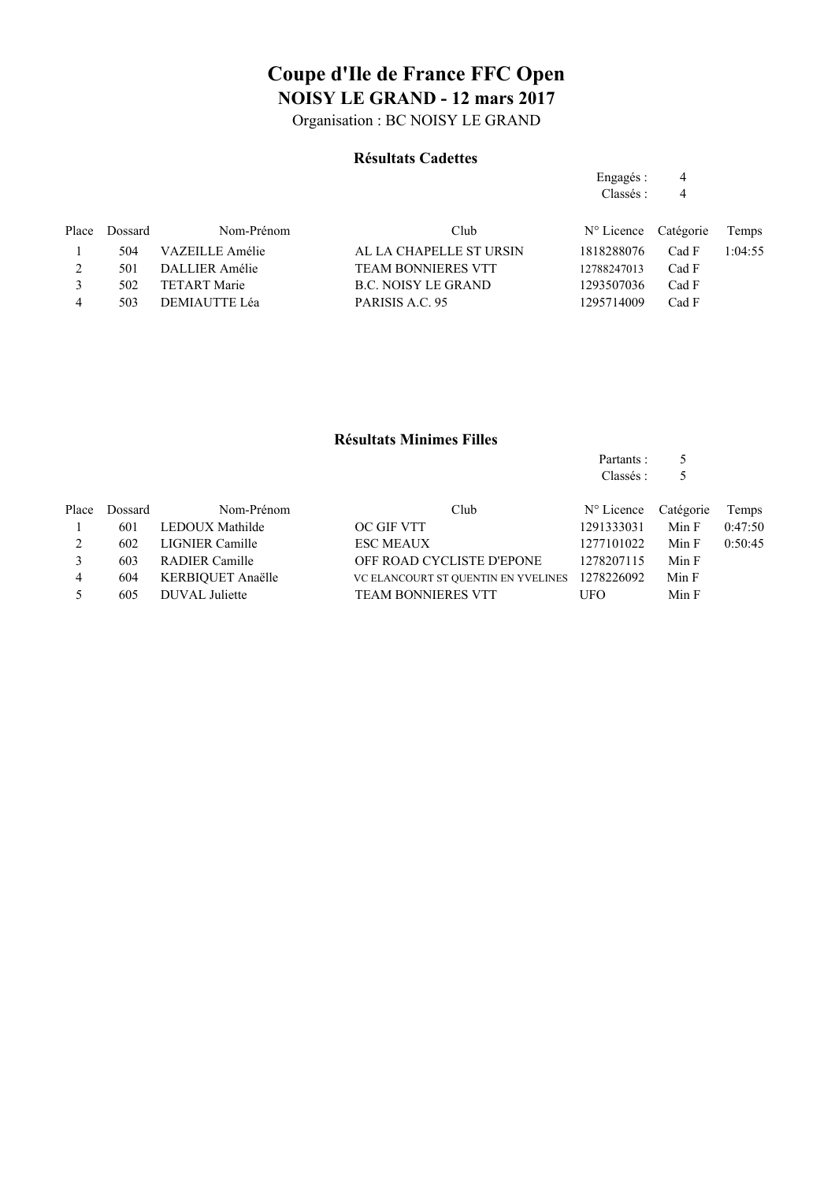# Coupe d'Ile de France FFC Open

## NOISY LE GRAND - 12 mars 2017

Organisation : BC NOISY LE GRAND

### Résultats Cadettes

Engagés : 4
Classés : 4

| Place | Dossard | Nom-Prénom | Club | N° Licence | Catégorie | Temps |
|---|---|---|---|---|---|---|
| 1 | 504 | VAZEILLE Amélie | AL LA CHAPELLE ST URSIN | 1818288076 | Cad F | 1:04:55 |
| 2 | 501 | DALLIER Amélie | TEAM BONNIERES VTT | 12788247013 | Cad F | |
| 3 | 502 | TETART Marie | B.C. NOISY LE GRAND | 1293507036 | Cad F | |
| 4 | 503 | DEMIAUTTE Léa | PARISIS A.C. 95 | 1295714009 | Cad F | |

### Résultats Minimes Filles

Partants : 5
Classés : 5

| Place | Dossard | Nom-Prénom | Club | N° Licence | Catégorie | Temps |
|---|---|---|---|---|---|---|
| 1 | 601 | LEDOUX Mathilde | OC GIF VTT | 1291333031 | Min F | 0:47:50 |
| 2 | 602 | LIGNIER Camille | ESC MEAUX | 1277101022 | Min F | 0:50:45 |
| 3 | 603 | RADIER Camille | OFF ROAD CYCLISTE D'EPONE | 1278207115 | Min F | |
| 4 | 604 | KERBIQUET Anaëlle | VC ELANCOURT ST QUENTIN EN YVELINES | 1278226092 | Min F | |
| 5 | 605 | DUVAL Juliette | TEAM BONNIERES VTT | UFO | Min F | |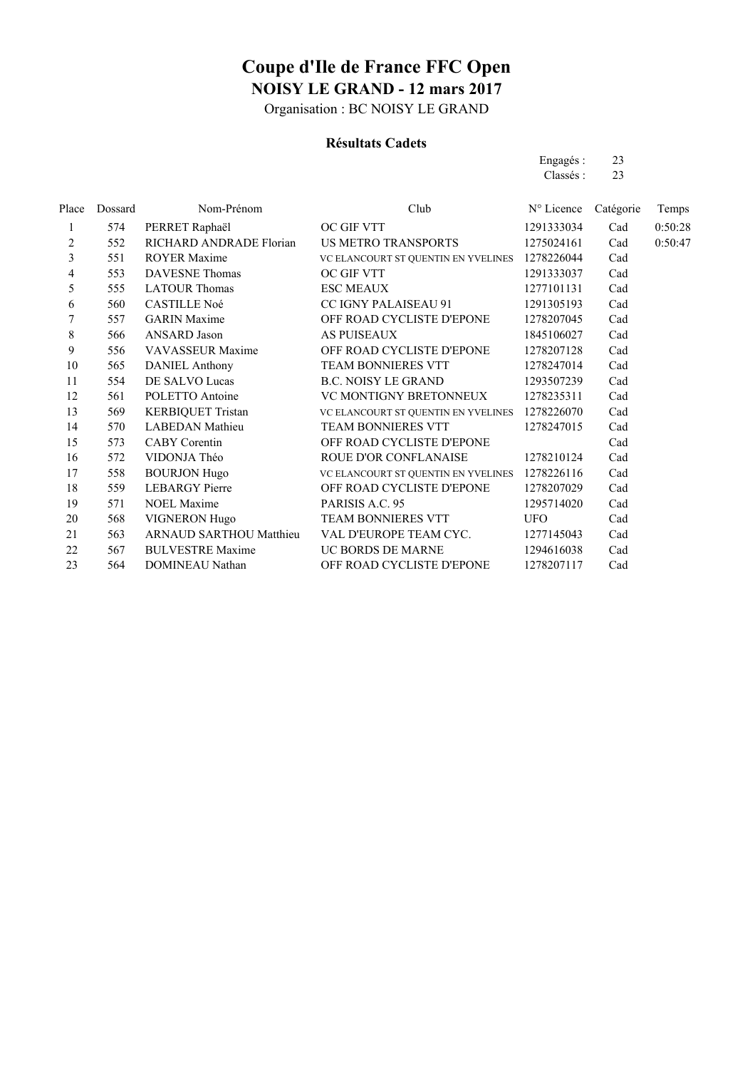# Coupe d'Ile de France FFC Open

## NOISY LE GRAND - 12 mars 2017

Organisation : BC NOISY LE GRAND

### Résultats Cadets

Engagés : 23
Classés : 23

| Place | Dossard | Nom-Prénom | Club | N° Licence | Catégorie | Temps |
|---|---|---|---|---|---|---|
| 1 | 574 | PERRET Raphaël | OC GIF VTT | 1291333034 | Cad | 0:50:28 |
| 2 | 552 | RICHARD ANDRADE Florian | US METRO TRANSPORTS | 1275024161 | Cad | 0:50:47 |
| 3 | 551 | ROYER Maxime | VC ELANCOURT ST QUENTIN EN YVELINES | 1278226044 | Cad | |
| 4 | 553 | DAVESNE Thomas | OC GIF VTT | 1291333037 | Cad | |
| 5 | 555 | LATOUR Thomas | ESC MEAUX | 1277101131 | Cad | |
| 6 | 560 | CASTILLE Noé | CC IGNY PALAISEAU 91 | 1291305193 | Cad | |
| 7 | 557 | GARIN Maxime | OFF ROAD CYCLISTE D'EPONE | 1278207045 | Cad | |
| 8 | 566 | ANSARD Jason | AS PUISEAUX | 1845106027 | Cad | |
| 9 | 556 | VAVASSEUR Maxime | OFF ROAD CYCLISTE D'EPONE | 1278207128 | Cad | |
| 10 | 565 | DANIEL Anthony | TEAM BONNIERES VTT | 1278247014 | Cad | |
| 11 | 554 | DE SALVO Lucas | B.C. NOISY LE GRAND | 1293507239 | Cad | |
| 12 | 561 | POLETTO Antoine | VC MONTIGNY BRETONNEUX | 1278235311 | Cad | |
| 13 | 569 | KERBIQUET Tristan | VC ELANCOURT ST QUENTIN EN YVELINES | 1278226070 | Cad | |
| 14 | 570 | LABEDAN Mathieu | TEAM BONNIERES VTT | 1278247015 | Cad | |
| 15 | 573 | CABY Corentin | OFF ROAD CYCLISTE D'EPONE | | Cad | |
| 16 | 572 | VIDONJA Théo | ROUE D'OR CONFLANAISE | 1278210124 | Cad | |
| 17 | 558 | BOURJON Hugo | VC ELANCOURT ST QUENTIN EN YVELINES | 1278226116 | Cad | |
| 18 | 559 | LEBARGY Pierre | OFF ROAD CYCLISTE D'EPONE | 1278207029 | Cad | |
| 19 | 571 | NOEL Maxime | PARISIS A.C. 95 | 1295714020 | Cad | |
| 20 | 568 | VIGNERON Hugo | TEAM BONNIERES VTT | UFO | Cad | |
| 21 | 563 | ARNAUD SARTHOU Matthieu | VAL D'EUROPE TEAM CYC. | 1277145043 | Cad | |
| 22 | 567 | BULVESTRE Maxime | UC BORDS DE MARNE | 1294616038 | Cad | |
| 23 | 564 | DOMINEAU Nathan | OFF ROAD CYCLISTE D'EPONE | 1278207117 | Cad | |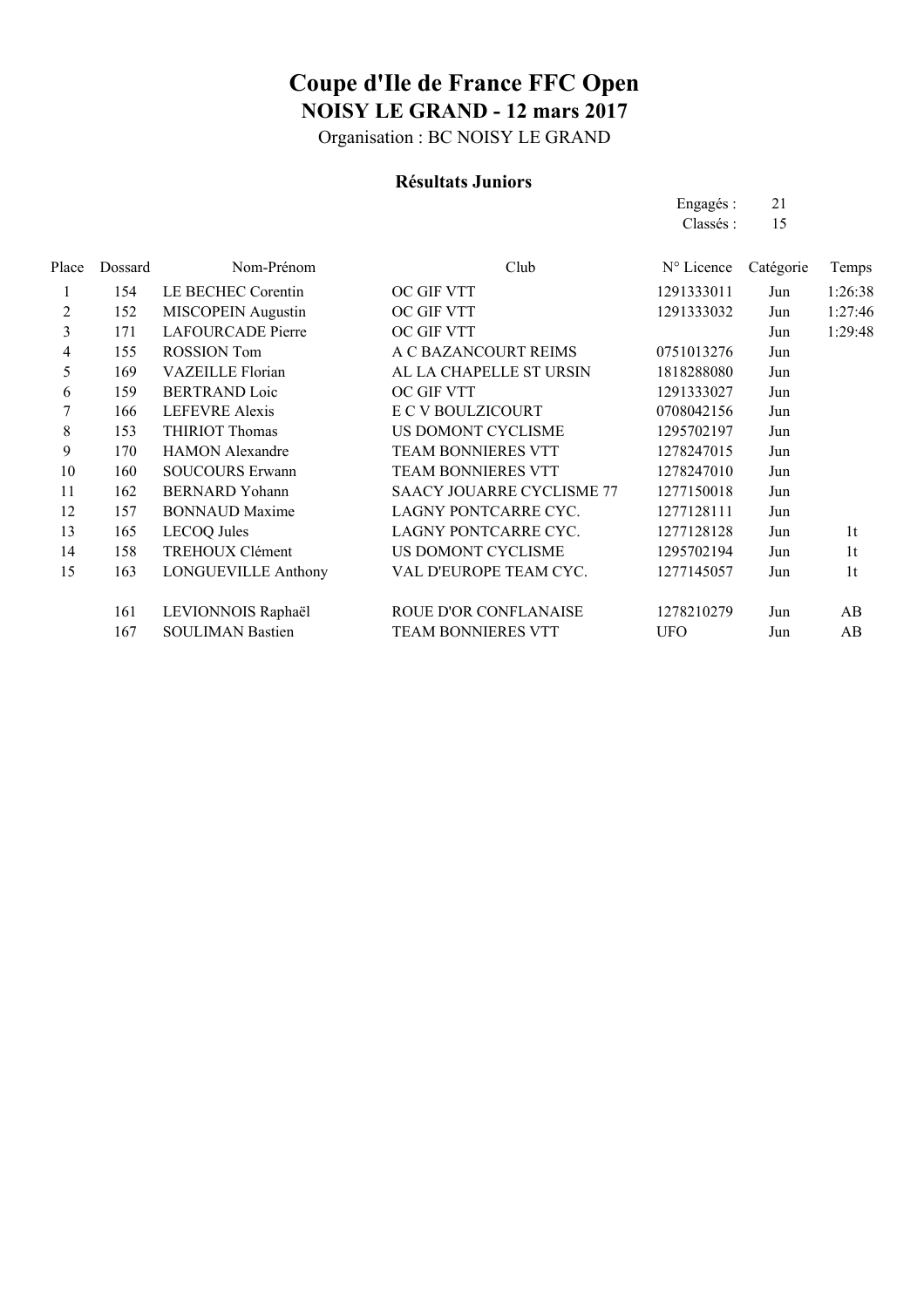# Coupe d'Ile de France FFC Open

## NOISY LE GRAND - 12 mars 2017

Organisation : BC NOISY LE GRAND

### Résultats Juniors

Engagés : 21

Classés : 15

| Place | Dossard | Nom-Prénom | Club | N° Licence | Catégorie | Temps |
|---|---|---|---|---|---|---|
| 1 | 154 | LE BECHEC Corentin | OC GIF VTT | 1291333011 | Jun | 1:26:38 |
| 2 | 152 | MISCOPEIN Augustin | OC GIF VTT | 1291333032 | Jun | 1:27:46 |
| 3 | 171 | LAFOURCADE Pierre | OC GIF VTT | | Jun | 1:29:48 |
| 4 | 155 | ROSSION Tom | A C BAZANCOURT REIMS | 0751013276 | Jun | |
| 5 | 169 | VAZEILLE Florian | AL LA CHAPELLE ST URSIN | 1818288080 | Jun | |
| 6 | 159 | BERTRAND Loic | OC GIF VTT | 1291333027 | Jun | |
| 7 | 166 | LEFEVRE Alexis | E C V BOULZICOURT | 0708042156 | Jun | |
| 8 | 153 | THIRIOT Thomas | US DOMONT CYCLISME | 1295702197 | Jun | |
| 9 | 170 | HAMON Alexandre | TEAM BONNIERES VTT | 1278247015 | Jun | |
| 10 | 160 | SOUCOURS Erwann | TEAM BONNIERES VTT | 1278247010 | Jun | |
| 11 | 162 | BERNARD Yohann | SAACY JOUARRE CYCLISME 77 | 1277150018 | Jun | |
| 12 | 157 | BONNAUD Maxime | LAGNY PONTCARRE CYC. | 1277128111 | Jun | |
| 13 | 165 | LECOQ Jules | LAGNY PONTCARRE CYC. | 1277128128 | Jun | 1t |
| 14 | 158 | TREHOUX Clément | US DOMONT CYCLISME | 1295702194 | Jun | 1t |
| 15 | 163 | LONGUEVILLE Anthony | VAL D'EUROPE TEAM CYC. | 1277145057 | Jun | 1t |
| | 161 | LEVIONNOIS Raphaël | ROUE D'OR CONFLANAISE | 1278210279 | Jun | AB |
| | 167 | SOULIMAN Bastien | TEAM BONNIERES VTT | UFO | Jun | AB |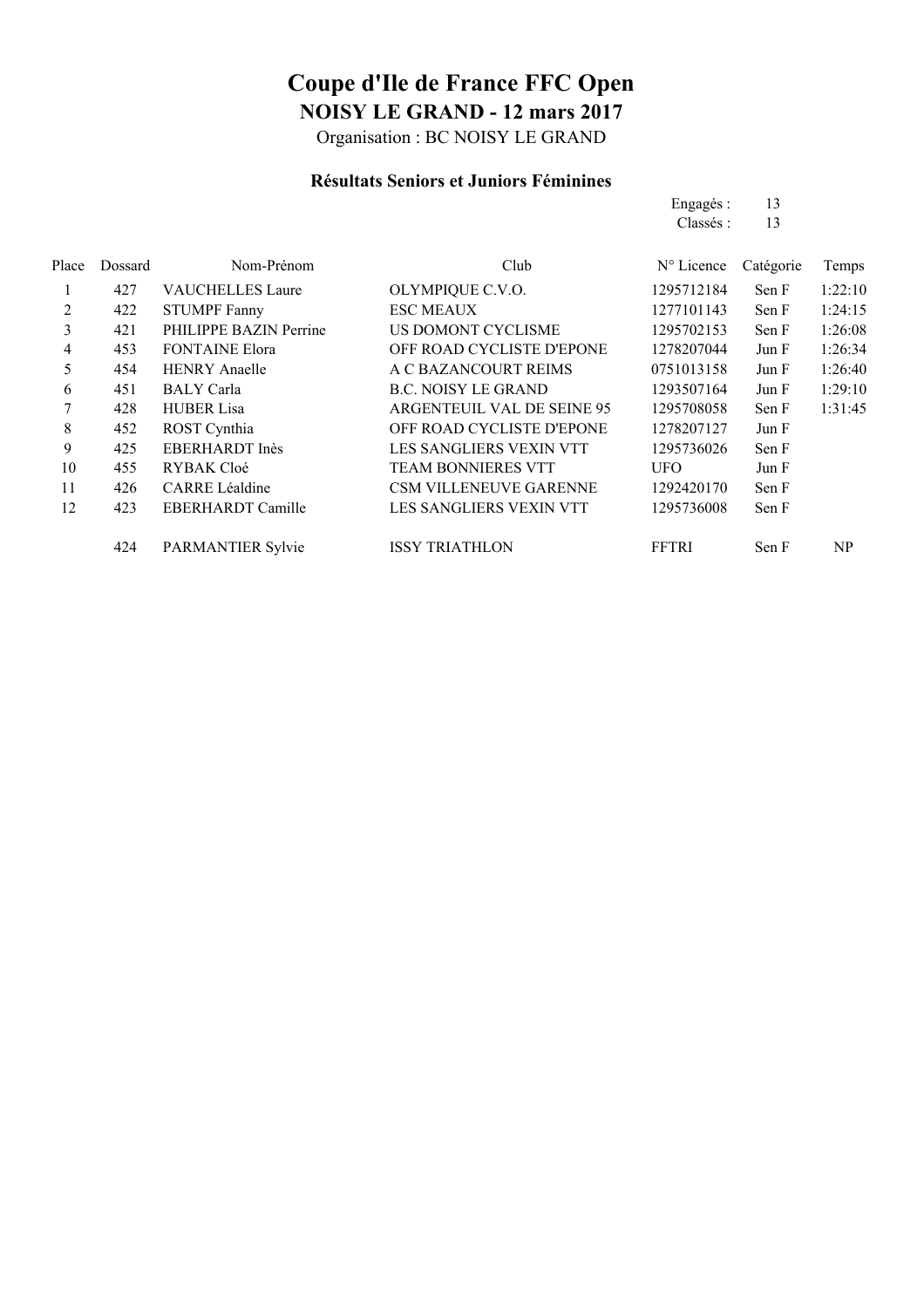# Coupe d'Ile de France FFC Open

## NOISY LE GRAND - 12 mars 2017

Organisation : BC NOISY LE GRAND

### Résultats Seniors et Juniors Féminines

Engagés : 13
Classés : 13

| Place | Dossard | Nom-Prénom | Club | N° Licence | Catégorie | Temps |
|---|---|---|---|---|---|---|
| 1 | 427 | VAUCHELLES Laure | OLYMPIQUE C.V.O. | 1295712184 | Sen F | 1:22:10 |
| 2 | 422 | STUMPF Fanny | ESC MEAUX | 1277101143 | Sen F | 1:24:15 |
| 3 | 421 | PHILIPPE BAZIN Perrine | US DOMONT CYCLISME | 1295702153 | Sen F | 1:26:08 |
| 4 | 453 | FONTAINE Elora | OFF ROAD CYCLISTE D'EPONE | 1278207044 | Jun F | 1:26:34 |
| 5 | 454 | HENRY Anaelle | A C BAZANCOURT REIMS | 0751013158 | Jun F | 1:26:40 |
| 6 | 451 | BALY Carla | B.C. NOISY LE GRAND | 1293507164 | Jun F | 1:29:10 |
| 7 | 428 | HUBER Lisa | ARGENTEUIL VAL DE SEINE 95 | 1295708058 | Sen F | 1:31:45 |
| 8 | 452 | ROST Cynthia | OFF ROAD CYCLISTE D'EPONE | 1278207127 | Jun F | |
| 9 | 425 | EBERHARDT Inès | LES SANGLIERS VEXIN VTT | 1295736026 | Sen F | |
| 10 | 455 | RYBAK Cloé | TEAM BONNIERES VTT | UFO | Jun F | |
| 11 | 426 | CARRE Léaldine | CSM VILLENEUVE GARENNE | 1292420170 | Sen F | |
| 12 | 423 | EBERHARDT Camille | LES SANGLIERS VEXIN VTT | 1295736008 | Sen F | |
| | 424 | PARMANTIER Sylvie | ISSY TRIATHLON | FFTRI | Sen F | NP |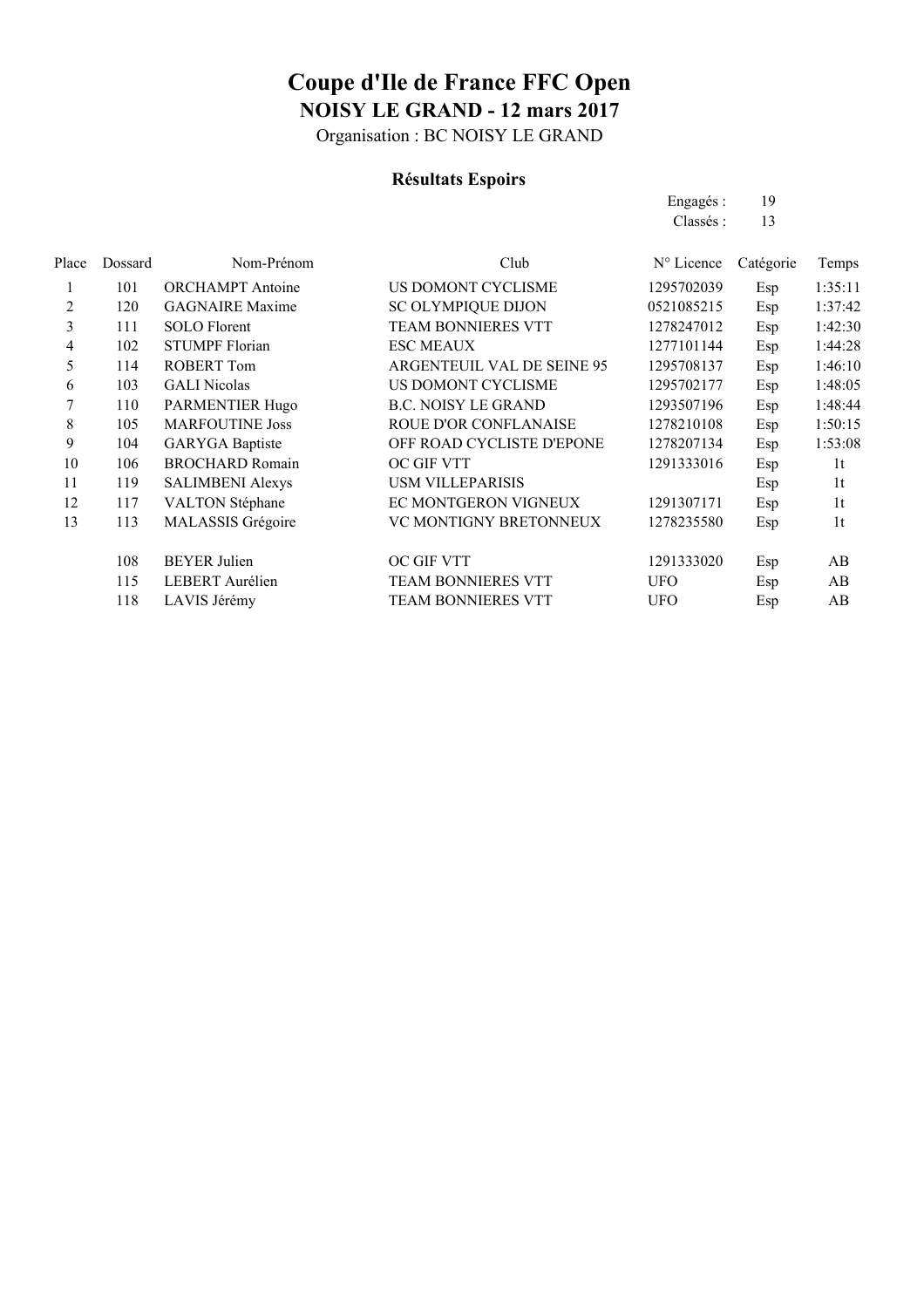# Coupe d'Ile de France FFC Open

## NOISY LE GRAND - 12 mars 2017

Organisation : BC NOISY LE GRAND

### Résultats Espoirs

Engagés : 19
Classés : 13

| Place | Dossard | Nom-Prénom | Club | N° Licence | Catégorie | Temps |
|---|---|---|---|---|---|---|
| 1 | 101 | ORCHAMPT Antoine | US DOMONT CYCLISME | 1295702039 | Esp | 1:35:11 |
| 2 | 120 | GAGNAIRE Maxime | SC OLYMPIQUE DIJON | 0521085215 | Esp | 1:37:42 |
| 3 | 111 | SOLO Florent | TEAM BONNIERES VTT | 1278247012 | Esp | 1:42:30 |
| 4 | 102 | STUMPF Florian | ESC MEAUX | 1277101144 | Esp | 1:44:28 |
| 5 | 114 | ROBERT Tom | ARGENTEUIL VAL DE SEINE 95 | 1295708137 | Esp | 1:46:10 |
| 6 | 103 | GALI Nicolas | US DOMONT CYCLISME | 1295702177 | Esp | 1:48:05 |
| 7 | 110 | PARMENTIER Hugo | B.C. NOISY LE GRAND | 1293507196 | Esp | 1:48:44 |
| 8 | 105 | MARFOUTINE Joss | ROUE D'OR CONFLANAISE | 1278210108 | Esp | 1:50:15 |
| 9 | 104 | GARYGA Baptiste | OFF ROAD CYCLISTE D'EPONE | 1278207134 | Esp | 1:53:08 |
| 10 | 106 | BROCHARD Romain | OC GIF VTT | 1291333016 | Esp | 1t |
| 11 | 119 | SALIMBENI Alexys | USM VILLEPARISIS | | Esp | 1t |
| 12 | 117 | VALTON Stéphane | EC MONTGERON VIGNEUX | 1291307171 | Esp | 1t |
| 13 | 113 | MALASSIS Grégoire | VC MONTIGNY BRETONNEUX | 1278235580 | Esp | 1t |
| | 108 | BEYER Julien | OC GIF VTT | 1291333020 | Esp | AB |
| | 115 | LEBERT Aurélien | TEAM BONNIERES VTT | UFO | Esp | AB |
| | 118 | LAVIS Jérémy | TEAM BONNIERES VTT | UFO | Esp | AB |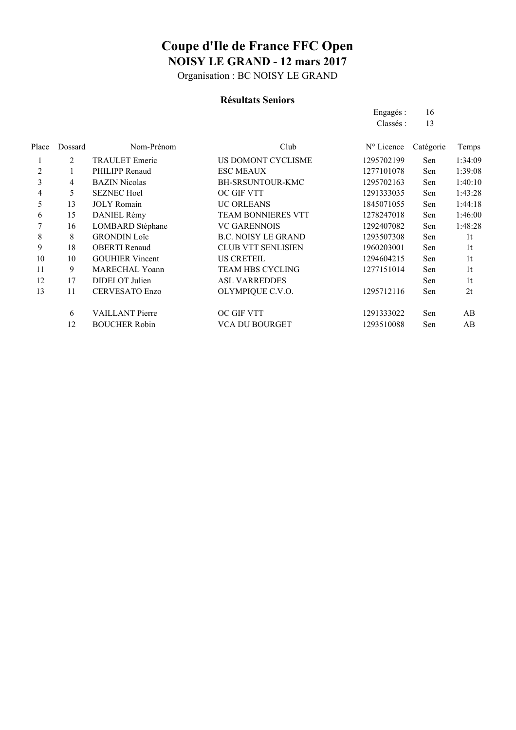# Coupe d'Ile de France FFC Open

## NOISY LE GRAND - 12 mars 2017

Organisation : BC NOISY LE GRAND

### Résultats Seniors

Engagés : 16
Classés : 13

| Place | Dossard | Nom-Prénom | Club | N° Licence | Catégorie | Temps |
|---|---|---|---|---|---|---|
| 1 | 2 | TRAULET Emeric | US DOMONT CYCLISME | 1295702199 | Sen | 1:34:09 |
| 2 | 1 | PHILIPP Renaud | ESC MEAUX | 1277101078 | Sen | 1:39:08 |
| 3 | 4 | BAZIN Nicolas | BH-SRSUNTOUR-KMC | 1295702163 | Sen | 1:40:10 |
| 4 | 5 | SEZNEC Hoel | OC GIF VTT | 1291333035 | Sen | 1:43:28 |
| 5 | 13 | JOLY Romain | UC ORLEANS | 1845071055 | Sen | 1:44:18 |
| 6 | 15 | DANIEL Rémy | TEAM BONNIERES VTT | 1278247018 | Sen | 1:46:00 |
| 7 | 16 | LOMBARD Stéphane | VC GARENNOIS | 1292407082 | Sen | 1:48:28 |
| 8 | 8 | GRONDIN Loïc | B.C. NOISY LE GRAND | 1293507308 | Sen | 1t |
| 9 | 18 | OBERTI Renaud | CLUB VTT SENLISIEN | 1960203001 | Sen | 1t |
| 10 | 10 | GOUHIER Vincent | US CRETEIL | 1294604215 | Sen | 1t |
| 11 | 9 | MARECHAL Yoann | TEAM HBS CYCLING | 1277151014 | Sen | 1t |
| 12 | 17 | DIDELOT Julien | ASL VARREDDES | | Sen | 1t |
| 13 | 11 | CERVESATO Enzo | OLYMPIQUE C.V.O. | 1295712116 | Sen | 2t |
| | 6 | VAILLANT Pierre | OC GIF VTT | 1291333022 | Sen | AB |
| | 12 | BOUCHER Robin | VCA DU BOURGET | 1293510088 | Sen | AB |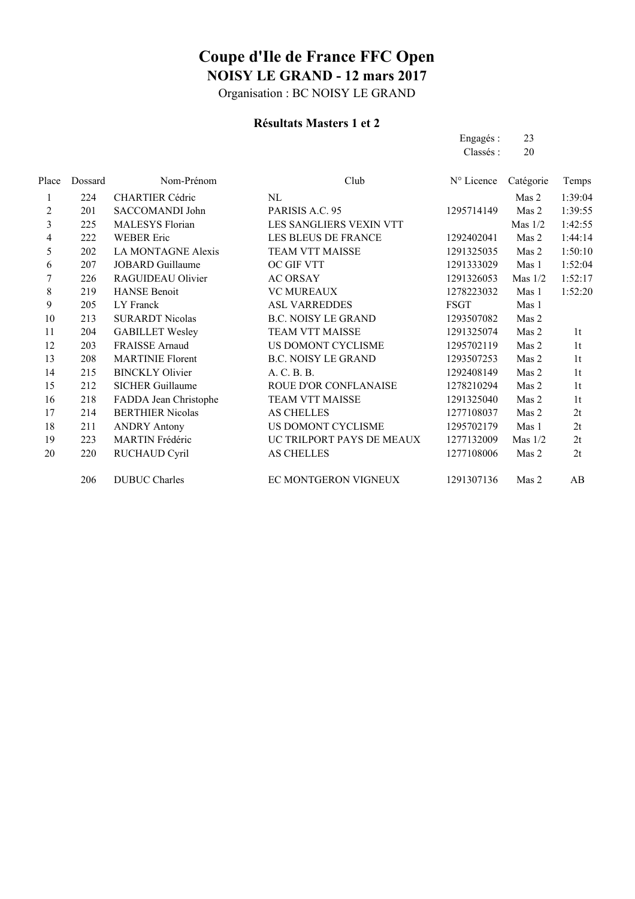# Coupe d'Ile de France FFC Open

## NOISY LE GRAND - 12 mars 2017

Organisation : BC NOISY LE GRAND

### Résultats Masters 1 et 2

Engagés : 23
Classés : 20

| Place | Dossard | Nom-Prénom | Club | N° Licence | Catégorie | Temps |
|---|---|---|---|---|---|---|
| 1 | 224 | CHARTIER Cédric | NL | | Mas 2 | 1:39:04 |
| 2 | 201 | SACCOMANDI John | PARISIS A.C. 95 | 1295714149 | Mas 2 | 1:39:55 |
| 3 | 225 | MALESYS Florian | LES SANGLIERS VEXIN VTT | | Mas 1/2 | 1:42:55 |
| 4 | 222 | WEBER Eric | LES BLEUS DE FRANCE | 1292402041 | Mas 2 | 1:44:14 |
| 5 | 202 | LA MONTAGNE Alexis | TEAM VTT MAISSE | 1291325035 | Mas 2 | 1:50:10 |
| 6 | 207 | JOBARD Guillaume | OC GIF VTT | 1291333029 | Mas 1 | 1:52:04 |
| 7 | 226 | RAGUIDEAU Olivier | AC ORSAY | 1291326053 | Mas 1/2 | 1:52:17 |
| 8 | 219 | HANSE Benoit | VC MUREAUX | 1278223032 | Mas 1 | 1:52:20 |
| 9 | 205 | LY Franck | ASL VARREDDES | FSGT | Mas 1 | |
| 10 | 213 | SURARDT Nicolas | B.C. NOISY LE GRAND | 1293507082 | Mas 2 | |
| 11 | 204 | GABILLET Wesley | TEAM VTT MAISSE | 1291325074 | Mas 2 | 1t |
| 12 | 203 | FRAISSE Arnaud | US DOMONT CYCLISME | 1295702119 | Mas 2 | 1t |
| 13 | 208 | MARTINIE Florent | B.C. NOISY LE GRAND | 1293507253 | Mas 2 | 1t |
| 14 | 215 | BINCKLY Olivier | A. C. B. B. | 1292408149 | Mas 2 | 1t |
| 15 | 212 | SICHER Guillaume | ROUE D'OR CONFLANAISE | 1278210294 | Mas 2 | 1t |
| 16 | 218 | FADDA Jean Christophe | TEAM VTT MAISSE | 1291325040 | Mas 2 | 1t |
| 17 | 214 | BERTHIER Nicolas | AS CHELLES | 1277108037 | Mas 2 | 2t |
| 18 | 211 | ANDRY Antony | US DOMONT CYCLISME | 1295702179 | Mas 1 | 2t |
| 19 | 223 | MARTIN Frédéric | UC TRILPORT PAYS DE MEAUX | 1277132009 | Mas 1/2 | 2t |
| 20 | 220 | RUCHAUD Cyril | AS CHELLES | 1277108006 | Mas 2 | 2t |
| | 206 | DUBUC Charles | EC MONTGERON VIGNEUX | 1291307136 | Mas 2 | AB |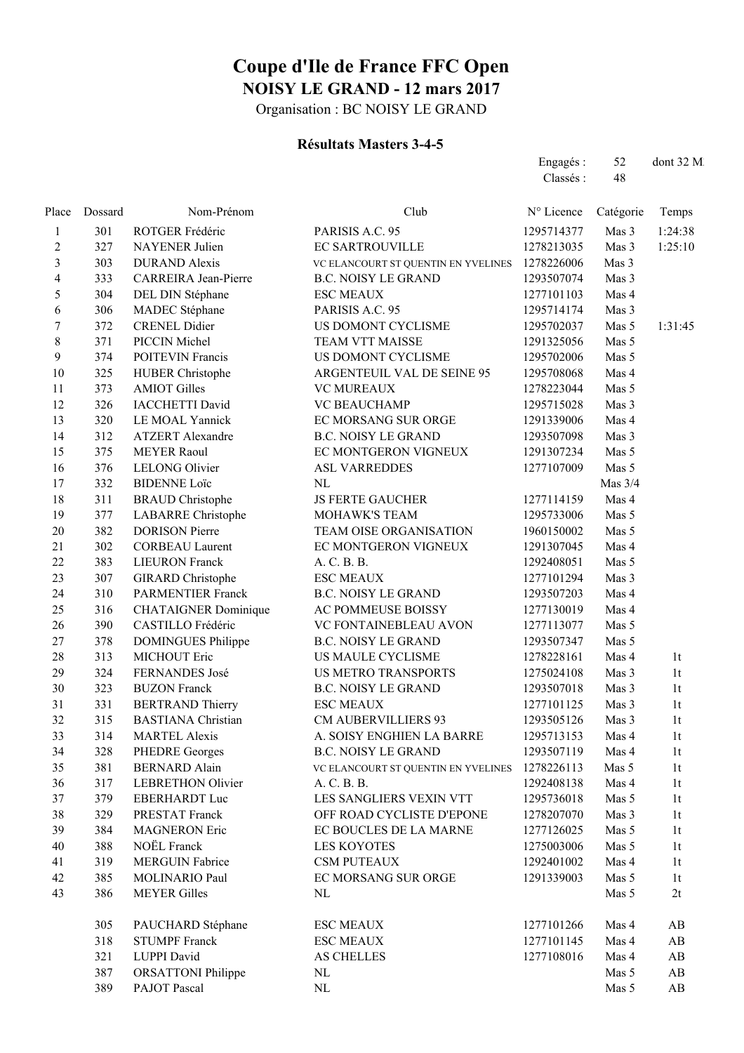# Coupe d'Ile de France FFC Open

## NOISY LE GRAND - 12 mars 2017

Organisation : BC NOISY LE GRAND

### Résultats Masters 3-4-5

Engagés : 52 dont 32 M

Classés : 48

| Place | Dossard | Nom-Prénom | Club | N° Licence | Catégorie | Temps |
|---|---|---|---|---|---|---|
| 1 | 301 | ROTGER Frédéric | PARISIS A.C. 95 | 1295714377 | Mas 3 | 1:24:38 |
| 2 | 327 | NAYENER Julien | EC SARTROUVILLE | 1278213035 | Mas 3 | 1:25:10 |
| 3 | 303 | DURAND Alexis | VC ELANCOURT ST QUENTIN EN YVELINES | 1278226006 | Mas 3 | |
| 4 | 333 | CARREIRA Jean-Pierre | B.C. NOISY LE GRAND | 1293507074 | Mas 3 | |
| 5 | 304 | DEL DIN Stéphane | ESC MEAUX | 1277101103 | Mas 4 | |
| 6 | 306 | MADEC Stéphane | PARISIS A.C. 95 | 1295714174 | Mas 3 | |
| 7 | 372 | CRENEL Didier | US DOMONT CYCLISME | 1295702037 | Mas 5 | 1:31:45 |
| 8 | 371 | PICCIN Michel | TEAM VTT MAISSE | 1291325056 | Mas 5 | |
| 9 | 374 | POITEVIN Francis | US DOMONT CYCLISME | 1295702006 | Mas 5 | |
| 10 | 325 | HUBER Christophe | ARGENTEUIL VAL DE SEINE 95 | 1295708068 | Mas 4 | |
| 11 | 373 | AMIOT Gilles | VC MUREAUX | 1278223044 | Mas 5 | |
| 12 | 326 | IACCHETTI David | VC BEAUCHAMP | 1295715028 | Mas 3 | |
| 13 | 320 | LE MOAL Yannick | EC MORSANG SUR ORGE | 1291339006 | Mas 4 | |
| 14 | 312 | ATZERT Alexandre | B.C. NOISY LE GRAND | 1293507098 | Mas 3 | |
| 15 | 375 | MEYER Raoul | EC MONTGERON VIGNEUX | 1291307234 | Mas 5 | |
| 16 | 376 | LELONG Olivier | ASL VARREDDES | 1277107009 | Mas 5 | |
| 17 | 332 | BIDENNE Loïc | NL | | Mas 3/4 | |
| 18 | 311 | BRAUD Christophe | JS FERTE GAUCHER | 1277114159 | Mas 4 | |
| 19 | 377 | LABARRE Christophe | MOHAWK'S TEAM | 1295733006 | Mas 5 | |
| 20 | 382 | DORISON Pierre | TEAM OISE ORGANISATION | 1960150002 | Mas 5 | |
| 21 | 302 | CORBEAU Laurent | EC MONTGERON VIGNEUX | 1291307045 | Mas 4 | |
| 22 | 383 | LIEURON Franck | A. C. B. B. | 1292408051 | Mas 5 | |
| 23 | 307 | GIRARD Christophe | ESC MEAUX | 1277101294 | Mas 3 | |
| 24 | 310 | PARMENTIER Franck | B.C. NOISY LE GRAND | 1293507203 | Mas 4 | |
| 25 | 316 | CHATAIGNER Dominique | AC POMMEUSE BOISSY | 1277130019 | Mas 4 | |
| 26 | 390 | CASTILLO Frédéric | VC FONTAINEBLEAU AVON | 1277113077 | Mas 5 | |
| 27 | 378 | DOMINGUES Philippe | B.C. NOISY LE GRAND | 1293507347 | Mas 5 | |
| 28 | 313 | MICHOUT Eric | US MAULE CYCLISME | 1278228161 | Mas 4 | 1t |
| 29 | 324 | FERNANDES José | US METRO TRANSPORTS | 1275024108 | Mas 3 | 1t |
| 30 | 323 | BUZON Franck | B.C. NOISY LE GRAND | 1293507018 | Mas 3 | 1t |
| 31 | 331 | BERTRAND Thierry | ESC MEAUX | 1277101125 | Mas 3 | 1t |
| 32 | 315 | BASTIANA Christian | CM AUBERVILLIERS 93 | 1293505126 | Mas 3 | 1t |
| 33 | 314 | MARTEL Alexis | A. SOISY ENGHIEN LA BARRE | 1295713153 | Mas 4 | 1t |
| 34 | 328 | PHEDRE Georges | B.C. NOISY LE GRAND | 1293507119 | Mas 4 | 1t |
| 35 | 381 | BERNARD Alain | VC ELANCOURT ST QUENTIN EN YVELINES | 1278226113 | Mas 5 | 1t |
| 36 | 317 | LEBRETHON Olivier | A. C. B. B. | 1292408138 | Mas 4 | 1t |
| 37 | 379 | EBERHARDT Luc | LES SANGLIERS VEXIN VTT | 1295736018 | Mas 5 | 1t |
| 38 | 329 | PRESTAT Franck | OFF ROAD CYCLISTE D'EPONE | 1278207070 | Mas 3 | 1t |
| 39 | 384 | MAGNERON Eric | EC BOUCLES DE LA MARNE | 1277126025 | Mas 5 | 1t |
| 40 | 388 | NOËL Franck | LES KOYOTES | 1275003006 | Mas 5 | 1t |
| 41 | 319 | MERGUIN Fabrice | CSM PUTEAUX | 1292401002 | Mas 4 | 1t |
| 42 | 385 | MOLINARIO Paul | EC MORSANG SUR ORGE | 1291339003 | Mas 5 | 1t |
| 43 | 386 | MEYER Gilles | NL | | Mas 5 | 2t |
| | 305 | PAUCHARD Stéphane | ESC MEAUX | 1277101266 | Mas 4 | AB |
| | 318 | STUMPF Franck | ESC MEAUX | 1277101145 | Mas 4 | AB |
| | 321 | LUPPI David | AS CHELLES | 1277108016 | Mas 4 | AB |
| | 387 | ORSATTONI Philippe | NL | | Mas 5 | AB |
| | 389 | PAJOT Pascal | NL | | Mas 5 | AB |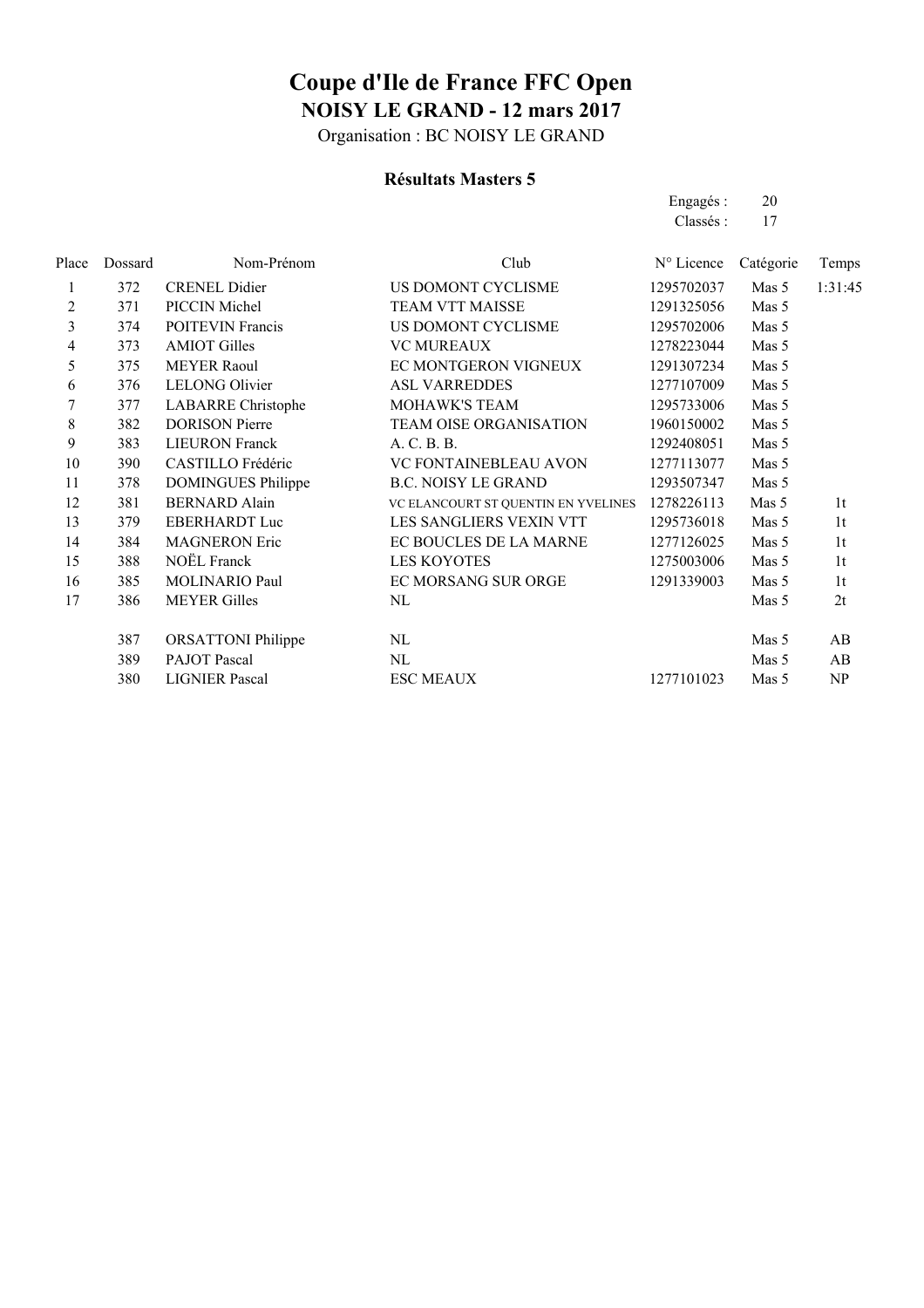# Coupe d'Ile de France FFC Open

## NOISY LE GRAND - 12 mars 2017

Organisation : BC NOISY LE GRAND

### Résultats Masters 5

Engagés : 20

Classés : 17

| Place | Dossard | Nom-Prénom | Club | N° Licence | Catégorie | Temps |
|---|---|---|---|---|---|---|
| 1 | 372 | CRENEL Didier | US DOMONT CYCLISME | 1295702037 | Mas 5 | 1:31:45 |
| 2 | 371 | PICCIN Michel | TEAM VTT MAISSE | 1291325056 | Mas 5 | |
| 3 | 374 | POITEVIN Francis | US DOMONT CYCLISME | 1295702006 | Mas 5 | |
| 4 | 373 | AMIOT Gilles | VC MUREAUX | 1278223044 | Mas 5 | |
| 5 | 375 | MEYER Raoul | EC MONTGERON VIGNEUX | 1291307234 | Mas 5 | |
| 6 | 376 | LELONG Olivier | ASL VARREDDES | 1277107009 | Mas 5 | |
| 7 | 377 | LABARRE Christophe | MOHAWK'S TEAM | 1295733006 | Mas 5 | |
| 8 | 382 | DORISON Pierre | TEAM OISE ORGANISATION | 1960150002 | Mas 5 | |
| 9 | 383 | LIEURON Franck | A. C. B. B. | 1292408051 | Mas 5 | |
| 10 | 390 | CASTILLO Frédéric | VC FONTAINEBLEAU AVON | 1277113077 | Mas 5 | |
| 11 | 378 | DOMINGUES Philippe | B.C. NOISY LE GRAND | 1293507347 | Mas 5 | |
| 12 | 381 | BERNARD Alain | VC ELANCOURT ST QUENTIN EN YVELINES | 1278226113 | Mas 5 | 1t |
| 13 | 379 | EBERHARDT Luc | LES SANGLIERS VEXIN VTT | 1295736018 | Mas 5 | 1t |
| 14 | 384 | MAGNERON Eric | EC BOUCLES DE LA MARNE | 1277126025 | Mas 5 | 1t |
| 15 | 388 | NOËL Franck | LES KOYOTES | 1275003006 | Mas 5 | 1t |
| 16 | 385 | MOLINARIO Paul | EC MORSANG SUR ORGE | 1291339003 | Mas 5 | 1t |
| 17 | 386 | MEYER Gilles | NL | | Mas 5 | 2t |
| | 387 | ORSATTONI Philippe | NL | | Mas 5 | AB |
| | 389 | PAJOT Pascal | NL | | Mas 5 | AB |
| | 380 | LIGNIER Pascal | ESC MEAUX | 1277101023 | Mas 5 | NP |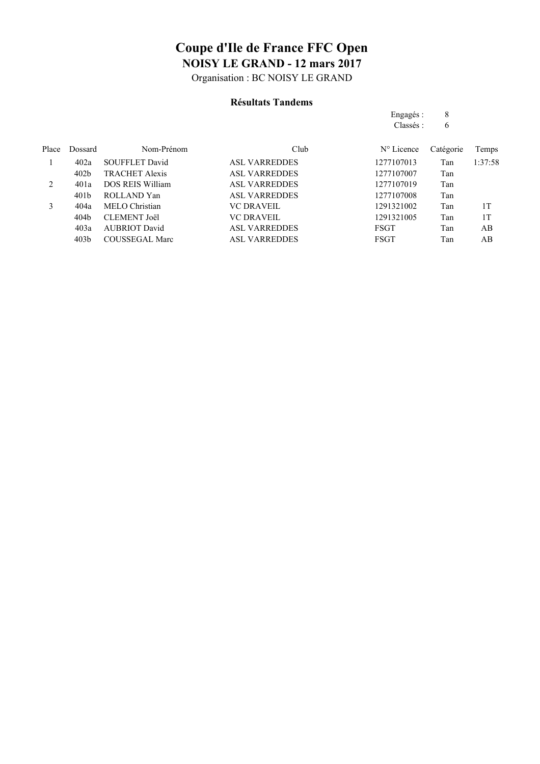# Coupe d'Ile de France FFC Open

## NOISY LE GRAND - 12 mars 2017

Organisation : BC NOISY LE GRAND

### Résultats Tandems

Engagés : 8
Classés : 6

| Place | Dossard | Nom-Prénom | Club | N° Licence | Catégorie | Temps |
|---|---|---|---|---|---|---|
| 1 | 402a | SOUFFLET David | ASL VARREDDES | 1277107013 | Tan | 1:37:58 |
| | 402b | TRACHET Alexis | ASL VARREDDES | 1277107007 | Tan | |
| 2 | 401a | DOS REIS William | ASL VARREDDES | 1277107019 | Tan | |
| | 401b | ROLLAND Yan | ASL VARREDDES | 1277107008 | Tan | |
| 3 | 404a | MELO Christian | VC DRAVEIL | 1291321002 | Tan | 1T |
| | 404b | CLEMENT Joël | VC DRAVEIL | 1291321005 | Tan | 1T |
| | 403a | AUBRIOT David | ASL VARREDDES | FSGT | Tan | AB |
| | 403b | COUSSEGAL Marc | ASL VARREDDES | FSGT | Tan | AB |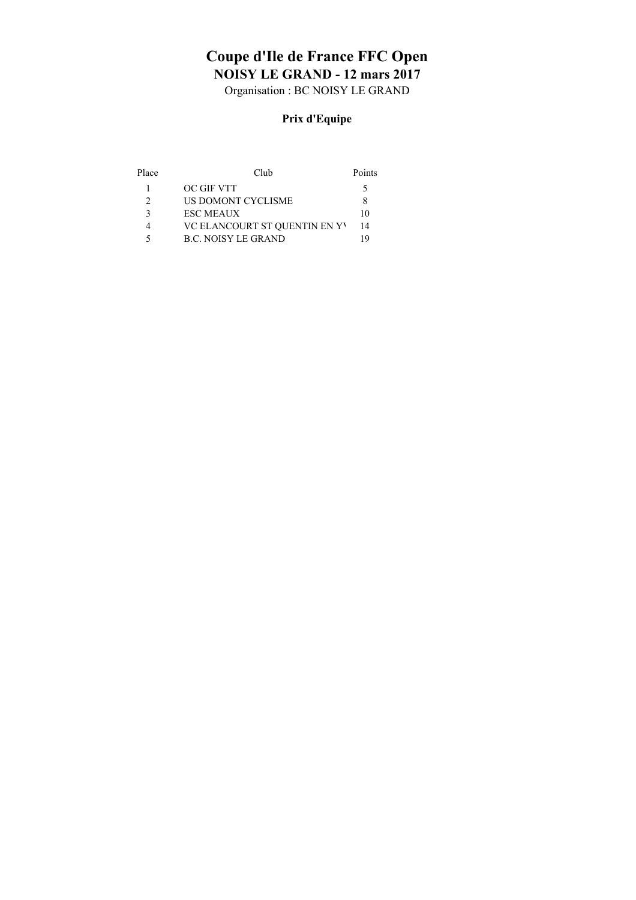# Coupe d'Ile de France FFC Open

## NOISY LE GRAND - 12 mars 2017

Organisation : BC NOISY LE GRAND

### Prix d'Equipe

| Place | Club | Points |
|---|---|---|
| 1 | OC GIF VTT | 5 |
| 2 | US DOMONT CYCLISME | 8 |
| 3 | ESC MEAUX | 10 |
| 4 | VC ELANCOURT ST QUENTIN EN YV | 14 |
| 5 | B.C. NOISY LE GRAND | 19 |